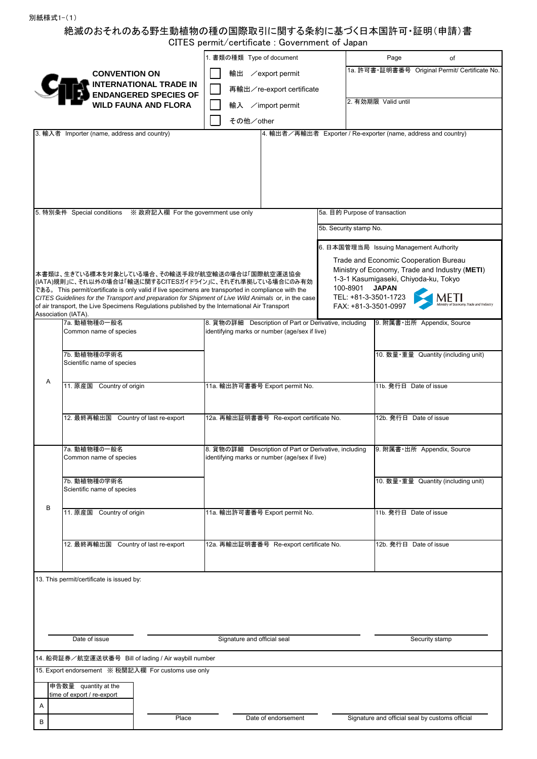別紙様式1-(1)

# 絶滅のおそれのある野生動植物の種の国際取引に関する条約に基づく日本国許可・証明(申請)書

CITES permit/certificate : Government of Japan

**CONVENTION ON INTERNATIONAL TRADE IN ENDANGERED SPECIES OF WILD FAUNA AND FLORA**

1. 書類の種類 Type of document
   - ☐ 輸出 ／export permit
   - ☐ 再輸出／re-export certificate
   - ☐ 輸入 ／import permit
   - ☐ その他／other

Page of

1a. 許可書・証明書番号 Original Permit/ Certificate No.

2. 有効期限 Valid until

3. 輸入者 Importer (name, address and country)

4. 輸出者／再輸出者 Exporter / Re-exporter (name, address and country)

5. 特別条件 Special conditions ※ 政府記入欄 For the government use only

本書類は、生きている標本を対象としている場合、その輸送手段が航空輸送の場合は「国際航空運送協会(IATA)規則」に、それ以外の場合は「輸送に関するCITESガイドライン」に、それぞれ準拠している場合にのみ有効である。 This permit/certificate is only valid if live specimens are transported in compliance with the *CITES Guidelines for the Transport and preparation for Shipment of Live Wild Animals* or, in the case of air transport, the Live Specimens Regulations published by the International Air Transport Association (IATA).

5a. 目的 Purpose of transaction

5b. Security stamp No.

6. 日本国管理当局 Issuing Management Authority

Trade and Economic Cooperation Bureau
Ministry of Economy, Trade and Industry (**METI**)
1-3-1 Kasumigaseki, Chiyoda-ku, Tokyo
100-8901 **JAPAN**
TEL: +81-3-3501-1723
FAX: +81-3-3501-0997

METI Ministry of Economy, Trade and Industry

| | | | |
|---|---|---|---|
| A | 7a. 動植物種の一般名 Common name of species | 8. 貨物の詳細 Description of Part or Derivative, including identifying marks or number (age/sex if live) | 9. 附属書・出所 Appendix, Source |
| | 7b. 動植物種の学術名 Scientific name of species | | 10. 数量・重量 Quantity (including unit) |
| | 11. 原産国 Country of origin | 11a. 輸出許可書番号 Export permit No. | 11b. 発行日 Date of issue |
| | 12. 最終再輸出国 Country of last re-export | 12a. 再輸出証明書番号 Re-export certificate No. | 12b. 発行日 Date of issue |
| B | 7a. 動植物種の一般名 Common name of species | 8. 貨物の詳細 Description of Part or Derivative, including identifying marks or number (age/sex if live) | 9. 附属書・出所 Appendix, Source |
| | 7b. 動植物種の学術名 Scientific name of species | | 10. 数量・重量 Quantity (including unit) |
| | 11. 原産国 Country of origin | 11a. 輸出許可書番号 Export permit No. | 11b. 発行日 Date of issue |
| | 12. 最終再輸出国 Country of last re-export | 12a. 再輸出証明書番号 Re-export certificate No. | 12b. 発行日 Date of issue |

13. This permit/certificate is issued by:

Date of issue | Signature and official seal | Security stamp

14. 船荷証券／航空運送状番号 Bill of lading / Air waybill number

15. Export endorsement ※ 税関記入欄 For customs use only

| | 申告数量 quantity at the time of export / re-export |
|---|---|
| A | |
| B | |

Place | Date of endorsement | Signature and official seal by customs official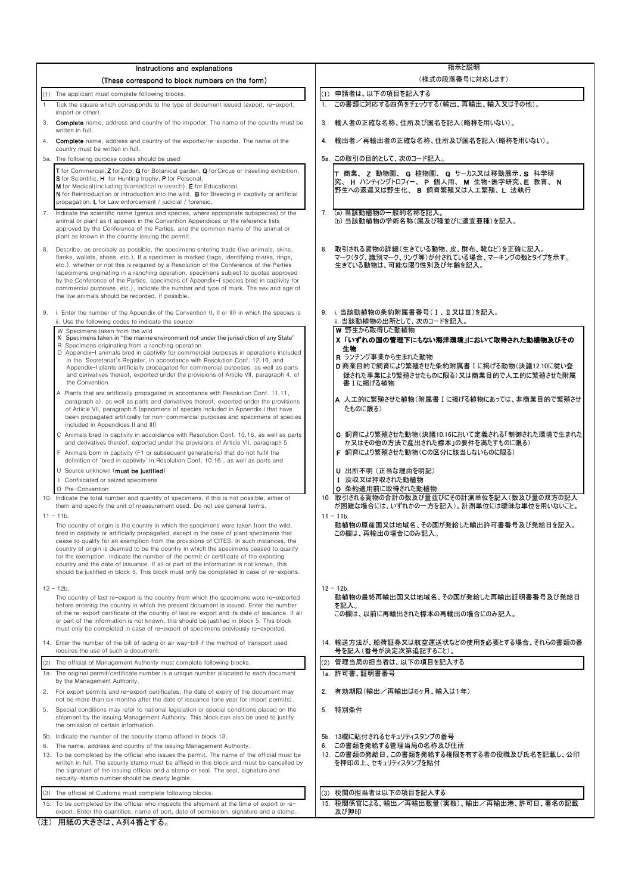| Instructions and explanations (These correspond to block numbers on the form) | 指示と説明 (様式の段落番号に対応します) |
|---|---|
| (1) The applicant must complete following blocks. | (1) 申請者は、以下の項目を記入する |
| 1 Tick the square which corresponds to the type of document issued (export, re-export, import or other). | 1. この書類に対応する四角をチェックする(輸出、再輸出、輸入又はその他)。 |
| 3. **Complete** name, address and country of the importer. The name of the country must be written in full. | 3. 輸入者の正確な名称、住所及び国名を記入(略称を用いない)。 |
| 4. **Complete** name, address and country of the exporter/re-exporter. The name of the country must be written in full. | 4. 輸出者／再輸出者の正確な名称、住所及び国名を記入(略称を用いない)。 |
| 5a. The following purpose codes should be used:<br>**T** for Commercial, **Z** for Zoo, **G** for Botanical garden, **Q** for Circus or travelling exhibition, **S** for Scientific, **H** for Hunting trophy, **P** for Personal, **M** for Medical(including biomedical research), **E** for Educational, **N** for Reintroduction or introduction into the wild, **B** for Breeding in captivity or artificial propagation, **L** for Law enforcement / judicial / forensic. | 5a. この取引の目的として、次のコード記入。<br>**T** 商業、 **Z** 動物園、 **G** 植物園、 **Q** サーカス又は移動展示、**S** 科学研究、 **H** ハンティングトロフィー、 **P** 個人用、 **M** 生物・医学研究、**E** 教育、 **N** 野生への返還又は野生化、 **B** 飼育繁殖又は人工繁殖、**L** 法執行 |
| 7. Indicate the scientific name (genus and species, where appropriate subspecies) of the animal or plant as it appears in the Convention Appendices or the reference lists approved by the Conference of the Parties, and the common name of the animal or plant as known in the country issuing the permit. | 7. (a) 当該動植物の一般的名称を記入。<br>(b) 当該動植物の学術名称(属及び種並びに適宜亜種)を記入。 |
| 8. Describe, as precisely as possible, the specimens entering trade (live animals, skins, flanks, wallets, shoes, etc.). If a specimen is marked (tags, identifying marks, rings, etc.), whether or not this is required by a Resolution of the Conference of the Parties (specimens originating in a ranching operation, specimens subject to quotas approved by the Conference of the Parties, specimens of Appendix-I species bred in captivity for commercial purposes, etc.), indicate the number and type of mark. The sex and age of the live animals should be recorded, if possible. | 8. 取引される貨物の詳細(生きている動物、皮、財布、靴など)を正確に記入。<br>マーク(タグ、識別マーク、リング等)が付されている場合、マーキングの数とタイプを示す。<br>生きている動物は、可能な限り性別及び年齢を記入。 |
| 9. i. Enter the number of the Appendix of the Convention (I, II or III) in which the species is<br>ii. Use the following codes to indicate the source:<br>W Specimens taken from the wild<br>X Specimens taken in "the marine environment not under the jurisdiction of any State"<br>R Specimens originating from a ranching operation<br>D Appendix-I animals bred in captivity for commercial purposes in operations included in the Secretariat's Register, in accordance with Resolution Conf. 12.10, and Appendix-I plants artificially propagated for commercial purposes, as well as parts and derivatives thereof, exported under the provisions of Article VII, paragraph 4, of the Convention<br>A Plants that are artificially propagated in accordance with Resolution Conf. 11.11, paragraph a), as well as parts and derivatives thereof, exported under the provisions of Article VII, paragraph 5 (specimens of species included in Appendix I that have been propagated artificially for non-commercial purposes and specimens of species included in Appendices II and III)<br>C Animals bred in captivity in accordance with Resolution Conf. 10.16, as well as parts and derivatives thereof, exported under the provisions of Article VII, paragraph 5<br>F Animals born in captivity (F1 or subsequent generations) that do not fulfil the definition of 'bred in captivity' in Resolution Conf. 10.16 , as well as parts and<br>U Source unknown (**must be justified**)<br>I Confiscated or seized specimens<br>O Pre-Convention | 9. i. 当該動植物の条約附属書番号(Ⅰ、Ⅱ又はⅢ)を記入。<br>ii. 当該動植物の出所として、次のコードを記入。<br>**W** 野生から取得した動植物<br>**X 「いずれの国の管理下にもない海洋環境」において取得された動植物及びその生物**<br>**R** ランチング事業から生まれた動物<br>**D** 商業目的で飼育により繁殖させた条約附属書Ⅰに掲げる動物(決議12.10に従い登録された事業により繁殖させたものに限る)又は商業目的で人工的に繁殖させた附属書Ⅰに掲げる植物<br>**A** 人工的に繁殖させた植物(附属書Ⅰに掲げる植物にあっては、非商業目的で繁殖させたものに限る)<br>**C** 飼育により繁殖させた動物(決議10.16において定義される「制御された環境で生まれたか又はその他の方法で産出された標本」の要件を満たすものに限る)<br>**F** 飼育により繁殖させた動物(Cの区分に該当しないものに限る)<br>**U** 出所不明 (正当な理由を明記)<br>**I** 没収又は押収された動植物<br>**O** 条約適用前に取得された動植物 |
| 10. Indicate the total number and quantity of specimens, if this is not possible, either of them and specify the unit of measurement used. Do not use general terms. | 10. 取引される貨物の合計の数及び量並びにその計測単位を記入(数及び量の双方の記入が困難な場合には、いずれか一方を記入)。計測単位には曖昧な単位を用いないこと。 |
| 11 - 11b.<br>The country of origin is the country in which the specimens were taken from the wild, bred in captivity or artificially propagated, except in the case of plant specimens that cease to qualify for an exemption from the provisions of CITES. In such instances, the country of origin is deemed to be the country in which the specimens ceased to qualify for the exemption. indicate the number of the permit or certificate of the exporting country and the date of issuance. If all or part of the information is not known, this should be justified in block 5. This block must only be completed in case of re-exports. | 11 - 11b.<br>動植物の原産国又は地域名、その国が発給した輸出許可書番号及び発給日を記入。<br>この欄は、再輸出の場合にのみ記入。 |
| 12 - 12b.<br>The country of last re-export is the country from which the specimens were re-exported before entering the country in which the present document is issued. Enter the number of the re-export certificate of the country of last re-export and its date of issuance. If all or part of the information is not known, this should be justified in block 5. This block must only be completed in case of re-export of specimens previously re-exported. | 12 - 12b.<br>動植物の最終再輸出国又は地域名、その国が発給した再輸出証明書番号及び発給日を記入。<br>この欄は、以前に再輸出された標本の再輸出の場合にのみ記入。 |
| 14. Enter the number of the bill of lading or air way-bill if the method of transport used requires the use of such a document. | 14. 輸送方法が、船荷証券又は航空運送状などの使用を必要とする場合、それらの書類の番号を記入(番号が決定次第追記すること)。 |
| (2) The official of Management Authority must complete following blocks. | (2) 管理当局の担当者は、以下の項目を記入する |
| 1a. The original permit/certificate number is a unique number allocated to each document by the Management Authority. | 1a. 許可書、証明書番号 |
| 2. For export permits and re-export certificates, the date of expiry of the document may not be more than six months after the date of issuance (one year for import permits). | 2. 有効期限(輸出／再輸出は6ヶ月、輸入は1年) |
| 5. Special conditions may refer to national legislation or special conditions placed on the shipment by the issuing Management Authority. This block can also be used to justify the omission of certain information. | 5. 特別条件 |
| 5b. Indicate the number of the security stamp affixed in block 13.<br>6. The name, address and country of the issuing Management Authority.<br>13. To be completed by the official who issues the permit. The name of the official must be written in full. The security stamp must be affixed in this block and must be cancelled by the signature of the issuing official and a stamp or seal. The seal, signature and security-stamp number should be clearly legible. | 5b. 13欄に貼付されるセキュリティスタンプの番号<br>6. この書類を発給する管理当局の名称及び住所<br>13. この書類の発給日、この書類を発給する権限を有する者の役職及び氏名を記載し、公印を押印の上、セキュリティスタンプを貼付 |
| (3) The official of Customs must complete following blocks. | (3) 税関の担当者は以下の項目を記入する |
| 15. To be completed by the official who inspects the shipment at the time of export or re-export. Enter the quantities, name of port, date of permission, signature and a stamp. | 15. 税関係官による、輸出／再輸出数量(実数)、輸出／再輸出港、許可日、署名の記載及び押印 |

(注) 用紙の大きさは、A列4番とする。